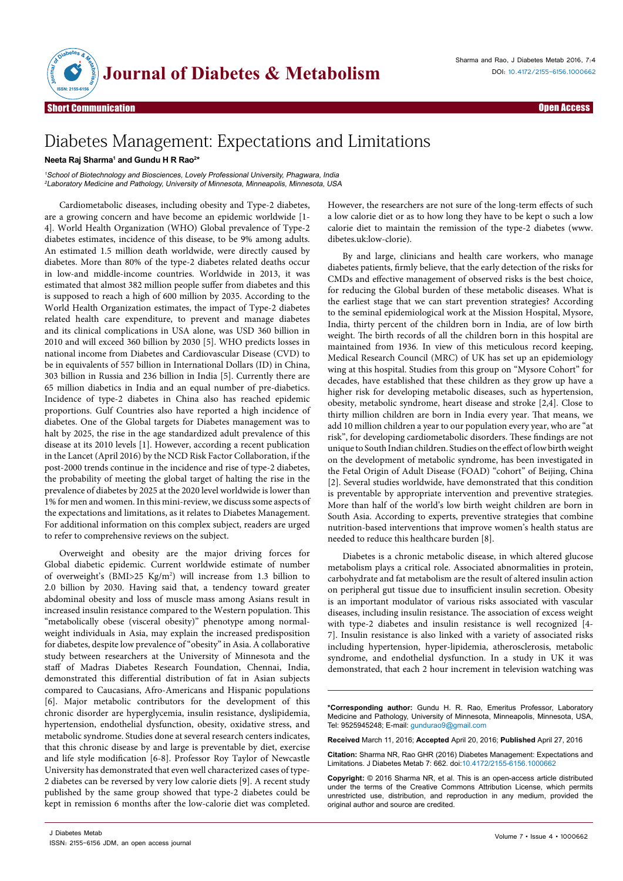Short Communication

Open Access

# Diabetes Management: Expectations and Limitations

**Neeta Raj Sharma[1] and Gundu H R Rao[2*]**

[1]*School of Biotechnology and Biosciences, Lovely Professional University, Phagwara, India*
[2]*Laboratory Medicine and Pathology, University of Minnesota, Minneapolis, Minnesota, USA*

Cardiometabolic diseases, including obesity and Type-2 diabetes, are a growing concern and have become an epidemic worldwide [1-4]. World Health Organization (WHO) Global prevalence of Type-2 diabetes estimates, incidence of this disease, to be 9% among adults. An estimated 1.5 million death worldwide, were directly caused by diabetes. More than 80% of the type-2 diabetes related deaths occur in low-and middle-income countries. Worldwide in 2013, it was estimated that almost 382 million people suffer from diabetes and this is supposed to reach a high of 600 million by 2035. According to the World Health Organization estimates, the impact of Type-2 diabetes related health care expenditure, to prevent and manage diabetes and its clinical complications in USA alone, was USD 360 billion in 2010 and will exceed 360 billion by 2030 [5]. WHO predicts losses in national income from Diabetes and Cardiovascular Disease (CVD) to be in equivalents of 557 billion in International Dollars (ID) in China, 303 billion in Russia and 236 billion in India [5]. Currently there are 65 million diabetics in India and an equal number of pre-diabetics. Incidence of type-2 diabetes in China also has reached epidemic proportions. Gulf Countries also have reported a high incidence of diabetes. One of the Global targets for Diabetes management was to halt by 2025, the rise in the age standardized adult prevalence of this disease at its 2010 levels [1]. However, according a recent publication in the Lancet (April 2016) by the NCD Risk Factor Collaboration, if the post-2000 trends continue in the incidence and rise of type-2 diabetes, the probability of meeting the global target of halting the rise in the prevalence of diabetes by 2025 at the 2020 level worldwide is lower than 1% for men and women. In this mini-review, we discuss some aspects of the expectations and limitations, as it relates to Diabetes Management. For additional information on this complex subject, readers are urged to refer to comprehensive reviews on the subject.

Overweight and obesity are the major driving forces for Global diabetic epidemic. Current worldwide estimate of number of overweight's (BMI>25 Kg/m$^2$) will increase from 1.3 billion to 2.0 billion by 2030. Having said that, a tendency toward greater abdominal obesity and loss of muscle mass among Asians result in increased insulin resistance compared to the Western population. This "metabolically obese (visceral obesity)" phenotype among normal-weight individuals in Asia, may explain the increased predisposition for diabetes, despite low prevalence of "obesity" in Asia. A collaborative study between researchers at the University of Minnesota and the staff of Madras Diabetes Research Foundation, Chennai, India, demonstrated this differential distribution of fat in Asian subjects compared to Caucasians, Afro-Americans and Hispanic populations [6]. Major metabolic contributors for the development of this chronic disorder are hyperglycemia, insulin resistance, dyslipidemia, hypertension, endothelial dysfunction, obesity, oxidative stress, and metabolic syndrome. Studies done at several research centers indicates, that this chronic disease by and large is preventable by diet, exercise and life style modification [6-8]. Professor Roy Taylor of Newcastle University has demonstrated that even well characterized cases of type-2 diabetes can be reversed by very low calorie diets [9]. A recent study published by the same group showed that type-2 diabetes could be kept in remission 6 months after the low-calorie diet was completed. However, the researchers are not sure of the long-term effects of such a low calorie diet or as to how long they have to be kept o such a low calorie diet to maintain the remission of the type-2 diabetes (www.dibetes.uk:low-clorie).

By and large, clinicians and health care workers, who manage diabetes patients, firmly believe, that the early detection of the risks for CMDs and effective management of observed risks is the best choice, for reducing the Global burden of these metabolic diseases. What is the earliest stage that we can start prevention strategies? According to the seminal epidemiological work at the Mission Hospital, Mysore, India, thirty percent of the children born in India, are of low birth weight. The birth records of all the children born in this hospital are maintained from 1936. In view of this meticulous record keeping, Medical Research Council (MRC) of UK has set up an epidemiology wing at this hospital. Studies from this group on "Mysore Cohort" for decades, have established that these children as they grow up have a higher risk for developing metabolic diseases, such as hypertension, obesity, metabolic syndrome, heart disease and stroke [2,4]. Close to thirty million children are born in India every year. That means, we add 10 million children a year to our population every year, who are "at risk", for developing cardiometabolic disorders. These findings are not unique to South Indian children. Studies on the effect of low birth weight on the development of metabolic syndrome, has been investigated in the Fetal Origin of Adult Disease (FOAD) "cohort" of Beijing, China [2]. Several studies worldwide, have demonstrated that this condition is preventable by appropriate intervention and preventive strategies. More than half of the world's low birth weight children are born in South Asia. According to experts, preventive strategies that combine nutrition-based interventions that improve women's health status are needed to reduce this healthcare burden [8].

Diabetes is a chronic metabolic disease, in which altered glucose metabolism plays a critical role. Associated abnormalities in protein, carbohydrate and fat metabolism are the result of altered insulin action on peripheral gut tissue due to insufficient insulin secretion. Obesity is an important modulator of various risks associated with vascular diseases, including insulin resistance. The association of excess weight with type-2 diabetes and insulin resistance is well recognized [4-7]. Insulin resistance is also linked with a variety of associated risks including hypertension, hyper-lipidemia, atherosclerosis, metabolic syndrome, and endothelial dysfunction. In a study in UK it was demonstrated, that each 2 hour increment in television watching was

**\*Corresponding author:** Gundu H. R. Rao, Emeritus Professor, Laboratory Medicine and Pathology, University of Minnesota, Minneapolis, Minnesota, USA, Tel: 9525945248; E-mail: gundurao9@gmail.com

**Received** March 11, 2016; **Accepted** April 20, 2016; **Published** April 27, 2016

**Citation:** Sharma NR, Rao GHR (2016) Diabetes Management: Expectations and Limitations. J Diabetes Metab 7: 662. doi:10.4172/2155-6156.1000662

**Copyright:** © 2016 Sharma NR, et al. This is an open-access article distributed under the terms of the Creative Commons Attribution License, which permits unrestricted use, distribution, and reproduction in any medium, provided the original author and source are credited.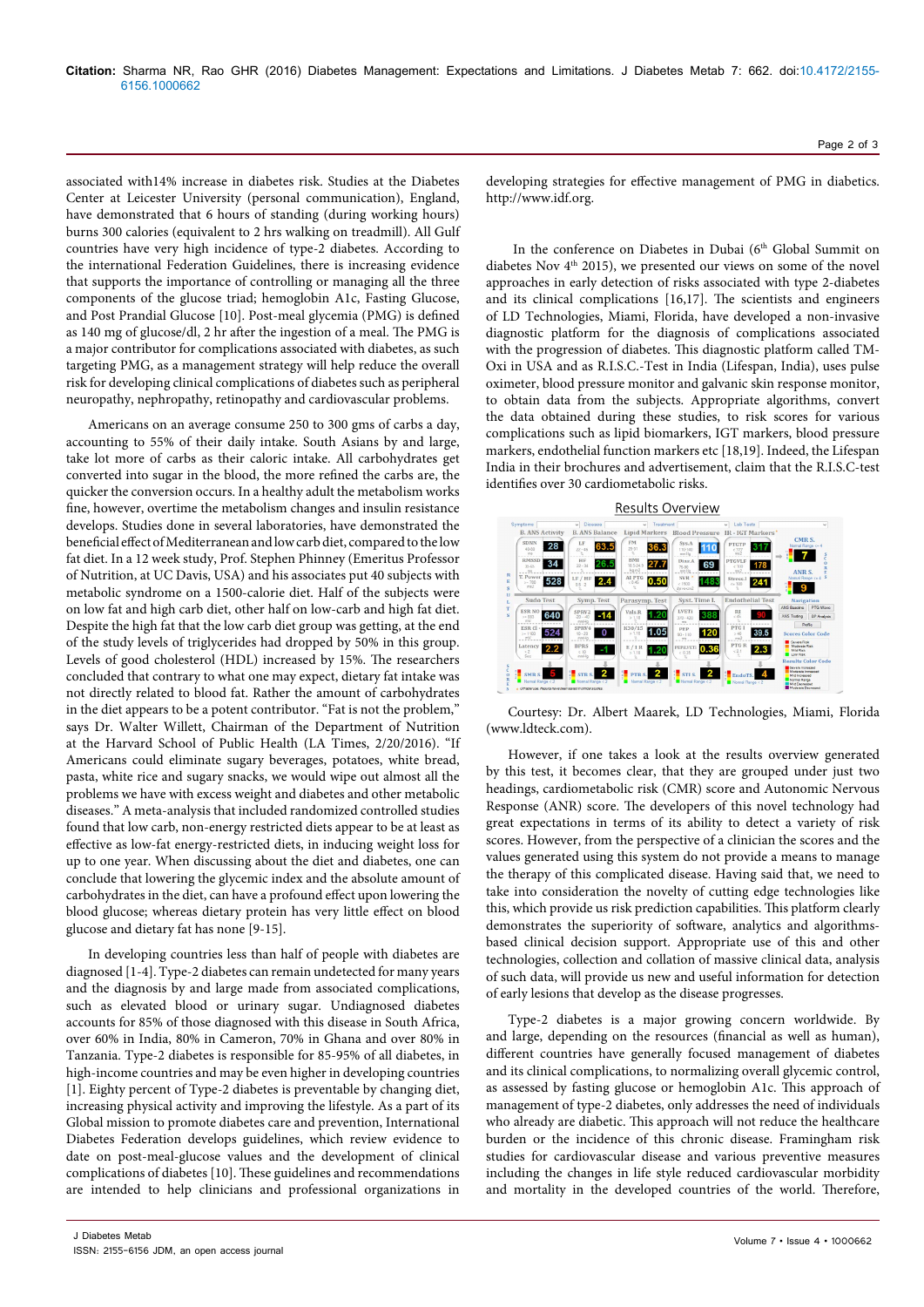associated with14% increase in diabetes risk. Studies at the Diabetes Center at Leicester University (personal communication), England, have demonstrated that 6 hours of standing (during working hours) burns 300 calories (equivalent to 2 hrs walking on treadmill). All Gulf countries have very high incidence of type-2 diabetes. According to the international Federation Guidelines, there is increasing evidence that supports the importance of controlling or managing all the three components of the glucose triad; hemoglobin A1c, Fasting Glucose, and Post Prandial Glucose [10]. Post-meal glycemia (PMG) is defined as 140 mg of glucose/dl, 2 hr after the ingestion of a meal. The PMG is a major contributor for complications associated with diabetes, as such targeting PMG, as a management strategy will help reduce the overall risk for developing clinical complications of diabetes such as peripheral neuropathy, nephropathy, retinopathy and cardiovascular problems.

Americans on an average consume 250 to 300 gms of carbs a day, accounting to 55% of their daily intake. South Asians by and large, take lot more of carbs as their caloric intake. All carbohydrates get converted into sugar in the blood, the more refined the carbs are, the quicker the conversion occurs. In a healthy adult the metabolism works fine, however, overtime the metabolism changes and insulin resistance develops. Studies done in several laboratories, have demonstrated the beneficial effect of Mediterranean and low carb diet, compared to the low fat diet. In a 12 week study, Prof. Stephen Phinney (Emeritus Professor of Nutrition, at UC Davis, USA) and his associates put 40 subjects with metabolic syndrome on a 1500-calorie diet. Half of the subjects were on low and high carb diet, other half on low-carb and high fat diet. Despite the high fat that the low carb diet group was getting, at the end of the study levels of triglycerides had dropped by 50% in this group. Levels of good cholesterol (HDL) increased by 15%. The researchers concluded that contrary to what one may expect, dietary fat intake was not directly related to blood fat. Rather the amount of carbohydrates in the diet appears to be a potent contributor. "Fat is not the problem," says Dr. Walter Willett, Chairman of the Department of Nutrition at the Harvard School of Public Health (LA Times, 2/20/2016). "If Americans could eliminate sugary beverages, potatoes, white bread, pasta, white rice and sugary snacks, we would wipe out almost all the problems we have with excess weight and diabetes and other metabolic diseases." A meta-analysis that included randomized controlled studies found that low carb, non-energy restricted diets appear to be at least as effective as low-fat energy-restricted diets, in inducing weight loss for up to one year. When discussing about the diet and diabetes, one can conclude that lowering the glycemic index and the absolute amount of carbohydrates in the diet, can have a profound effect upon lowering the blood glucose; whereas dietary protein has very little effect on blood glucose and dietary fat has none [9-15].

In developing countries less than half of people with diabetes are diagnosed [1-4]. Type-2 diabetes can remain undetected for many years and the diagnosis by and large made from associated complications, such as elevated blood or urinary sugar. Undiagnosed diabetes accounts for 85% of those diagnosed with this disease in South Africa, over 60% in India, 80% in Cameron, 70% in Ghana and over 80% in Tanzania. Type-2 diabetes is responsible for 85-95% of all diabetes, in high-income countries and may be even higher in developing countries [1]. Eighty percent of Type-2 diabetes is preventable by changing diet, increasing physical activity and improving the lifestyle. As a part of its Global mission to promote diabetes care and prevention, International Diabetes Federation develops guidelines, which review evidence to date on post-meal-glucose values and the development of clinical complications of diabetes [10]. These guidelines and recommendations are intended to help clinicians and professional organizations in developing strategies for effective management of PMG in diabetics. http://www.idf.org.

In the conference on Diabetes in Dubai (6th Global Summit on diabetes Nov 4th 2015), we presented our views on some of the novel approaches in early detection of risks associated with type 2-diabetes and its clinical complications [16,17]. The scientists and engineers of LD Technologies, Miami, Florida, have developed a non-invasive diagnostic platform for the diagnosis of complications associated with the progression of diabetes. This diagnostic platform called TM-Oxi in USA and as R.I.S.C.-Test in India (Lifespan, India), uses pulse oximeter, blood pressure monitor and galvanic skin response monitor, to obtain data from the subjects. Appropriate algorithms, convert the data obtained during these studies, to risk scores for various complications such as lipid biomarkers, IGT markers, blood pressure markers, endothelial function markers etc [18,19]. Indeed, the Lifespan India in their brochures and advertisement, claim that the R.I.S.C-test identifies over 30 cardiometabolic risks.

Results Overview

Courtesy: Dr. Albert Maarek, LD Technologies, Miami, Florida (www.ldteck.com).

However, if one takes a look at the results overview generated by this test, it becomes clear, that they are grouped under just two headings, cardiometabolic risk (CMR) score and Autonomic Nervous Response (ANR) score. The developers of this novel technology had great expectations in terms of its ability to detect a variety of risk scores. However, from the perspective of a clinician the scores and the values generated using this system do not provide a means to manage the therapy of this complicated disease. Having said that, we need to take into consideration the novelty of cutting edge technologies like this, which provide us risk prediction capabilities. This platform clearly demonstrates the superiority of software, analytics and algorithms-based clinical decision support. Appropriate use of this and other technologies, collection and collation of massive clinical data, analysis of such data, will provide us new and useful information for detection of early lesions that develop as the disease progresses.

Type-2 diabetes is a major growing concern worldwide. By and large, depending on the resources (financial as well as human), different countries have generally focused management of diabetes and its clinical complications, to normalizing overall glycemic control, as assessed by fasting glucose or hemoglobin A1c. This approach of management of type-2 diabetes, only addresses the need of individuals who already are diabetic. This approach will not reduce the healthcare burden or the incidence of this chronic disease. Framingham risk studies for cardiovascular disease and various preventive measures including the changes in life style reduced cardiovascular morbidity and mortality in the developed countries of the world. Therefore,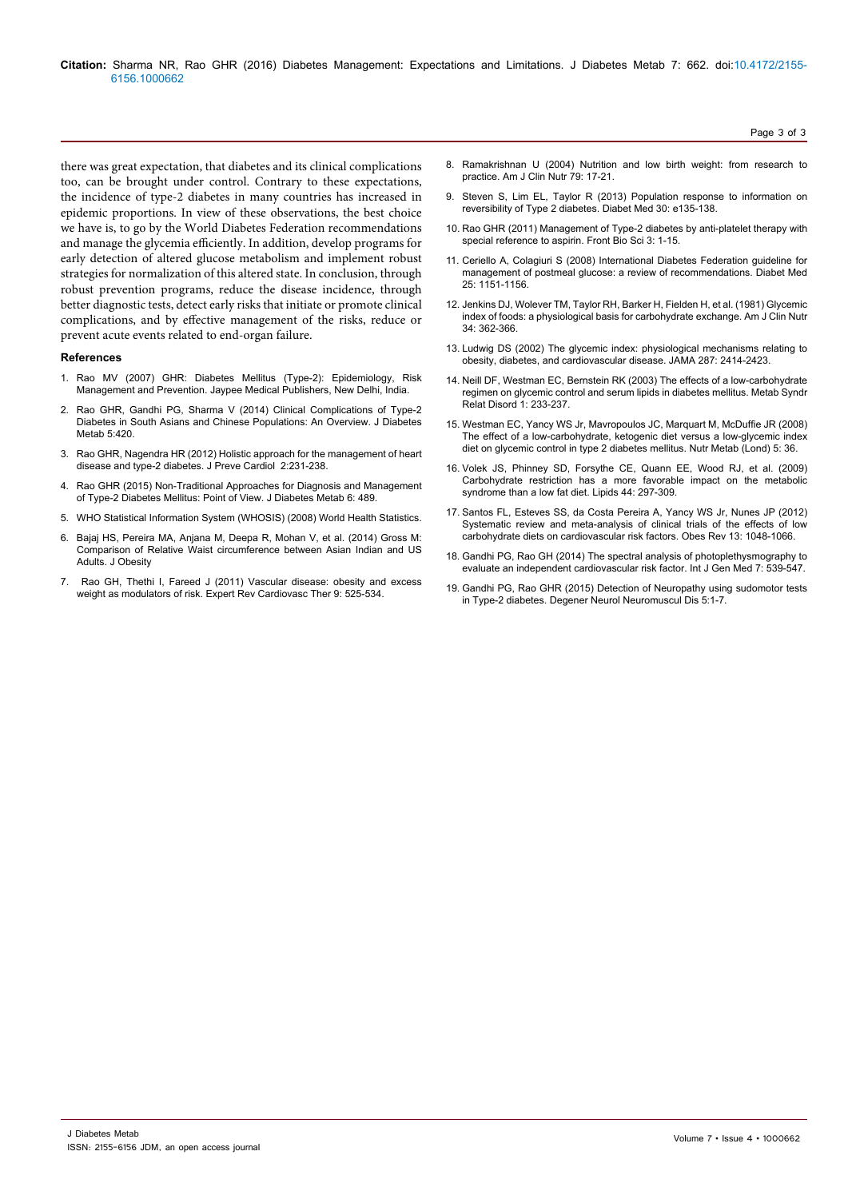there was great expectation, that diabetes and its clinical complications too, can be brought under control. Contrary to these expectations, the incidence of type-2 diabetes in many countries has increased in epidemic proportions. In view of these observations, the best choice we have is, to go by the World Diabetes Federation recommendations and manage the glycemia efficiently. In addition, develop programs for early detection of altered glucose metabolism and implement robust strategies for normalization of this altered state. In conclusion, through robust prevention programs, reduce the disease incidence, through better diagnostic tests, detect early risks that initiate or promote clinical complications, and by effective management of the risks, reduce or prevent acute events related to end-organ failure.

### References

1. Rao MV (2007) GHR: Diabetes Mellitus (Type-2): Epidemiology, Risk Management and Prevention. Jaypee Medical Publishers, New Delhi, India.
2. Rao GHR, Gandhi PG, Sharma V (2014) Clinical Complications of Type-2 Diabetes in South Asians and Chinese Populations: An Overview. J Diabetes Metab 5:420.
3. Rao GHR, Nagendra HR (2012) Holistic approach for the management of heart disease and type-2 diabetes. J Preve Cardiol 2:231-238.
4. Rao GHR (2015) Non-Traditional Approaches for Diagnosis and Management of Type-2 Diabetes Mellitus: Point of View. J Diabetes Metab 6: 489.
5. WHO Statistical Information System (WHOSIS) (2008) World Health Statistics.
6. Bajaj HS, Pereira MA, Anjana M, Deepa R, Mohan V, et al. (2014) Gross M: Comparison of Relative Waist circumference between Asian Indian and US Adults. J Obesity
7. Rao GH, Thethi I, Fareed J (2011) Vascular disease: obesity and excess weight as modulators of risk. Expert Rev Cardiovasc Ther 9: 525-534.
8. Ramakrishnan U (2004) Nutrition and low birth weight: from research to practice. Am J Clin Nutr 79: 17-21.
9. Steven S, Lim EL, Taylor R (2013) Population response to information on reversibility of Type 2 diabetes. Diabet Med 30: e135-138.
10. Rao GHR (2011) Management of Type-2 diabetes by anti-platelet therapy with special reference to aspirin. Front Bio Sci 3: 1-15.
11. Ceriello A, Colagiuri S (2008) International Diabetes Federation guideline for management of postmeal glucose: a review of recommendations. Diabet Med 25: 1151-1156.
12. Jenkins DJ, Wolever TM, Taylor RH, Barker H, Fielden H, et al. (1981) Glycemic index of foods: a physiological basis for carbohydrate exchange. Am J Clin Nutr 34: 362-366.
13. Ludwig DS (2002) The glycemic index: physiological mechanisms relating to obesity, diabetes, and cardiovascular disease. JAMA 287: 2414-2423.
14. Neill DF, Westman EC, Bernstein RK (2003) The effects of a low-carbohydrate regimen on glycemic control and serum lipids in diabetes mellitus. Metab Syndr Relat Disord 1: 233-237.
15. Westman EC, Yancy WS Jr, Mavropoulos JC, Marquart M, McDuffie JR (2008) The effect of a low-carbohydrate, ketogenic diet versus a low-glycemic index diet on glycemic control in type 2 diabetes mellitus. Nutr Metab (Lond) 5: 36.
16. Volek JS, Phinney SD, Forsythe CE, Quann EE, Wood RJ, et al. (2009) Carbohydrate restriction has a more favorable impact on the metabolic syndrome than a low fat diet. Lipids 44: 297-309.
17. Santos FL, Esteves SS, da Costa Pereira A, Yancy WS Jr, Nunes JP (2012) Systematic review and meta-analysis of clinical trials of the effects of low carbohydrate diets on cardiovascular risk factors. Obes Rev 13: 1048-1066.
18. Gandhi PG, Rao GH (2014) The spectral analysis of photoplethysmography to evaluate an independent cardiovascular risk factor. Int J Gen Med 7: 539-547.
19. Gandhi PG, Rao GHR (2015) Detection of Neuropathy using sudomotor tests in Type-2 diabetes. Degener Neurol Neuromuscul Dis 5:1-7.